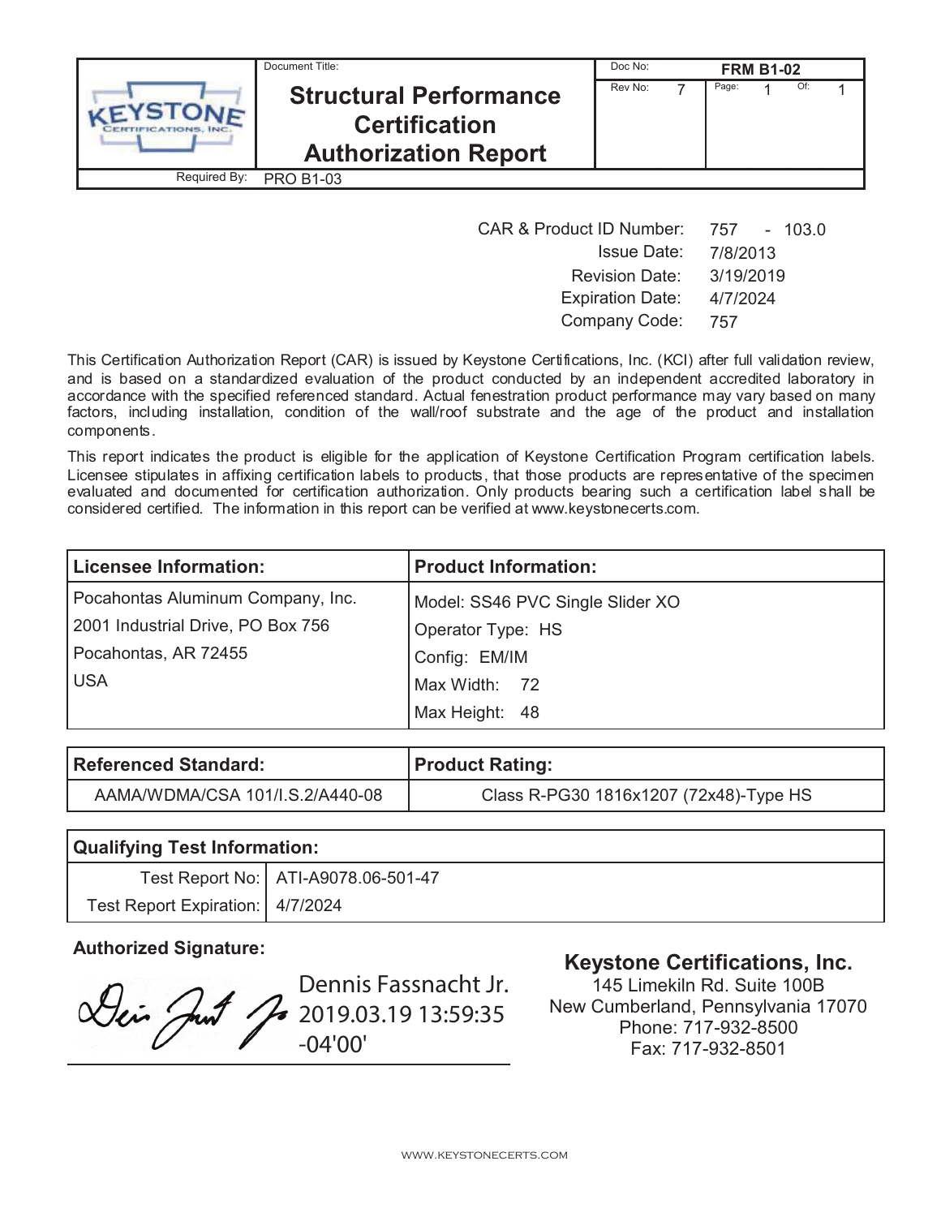| KEYSTONE Certifications, Inc. | Document Title: **Structural Performance Certification Authorization Report** | Doc No: **FRM B1-02** |
|---|---|---|
| | | Rev No: 7 Page: 1 Of: 1 |
| Required By: | PRO B1-03 | |

| | |
|---|---|
| CAR & Product ID Number: | 757 - 103.0 |
| Issue Date: | 7/8/2013 |
| Revision Date: | 3/19/2019 |
| Expiration Date: | 4/7/2024 |
| Company Code: | 757 |

This Certification Authorization Report (CAR) is issued by Keystone Certifications, Inc. (KCI) after full validation review, and is based on a standardized evaluation of the product conducted by an independent accredited laboratory in accordance with the specified referenced standard. Actual fenestration product performance may vary based on many factors, including installation, condition of the wall/roof substrate and the age of the product and installation components.

This report indicates the product is eligible for the application of Keystone Certification Program certification labels. Licensee stipulates in affixing certification labels to products, that those products are representative of the specimen evaluated and documented for certification authorization. Only products bearing such a certification label shall be considered certified. The information in this report can be verified at www.keystonecerts.com.

| Licensee Information: | Product Information: |
|---|---|
| Pocahontas Aluminum Company, Inc. | Model: SS46 PVC Single Slider XO |
| 2001 Industrial Drive, PO Box 756 | Operator Type: HS |
| Pocahontas, AR 72455 | Config: EM/IM |
| USA | Max Width: 72 |
| | Max Height: 48 |

| Referenced Standard: | Product Rating: |
|---|---|
| AAMA/WDMA/CSA 101/I.S.2/A440-08 | Class R-PG30 1816x1207 (72x48)-Type HS |

| Qualifying Test Information: | |
|---|---|
| Test Report No: | ATI-A9078.06-501-47 |
| Test Report Expiration: | 4/7/2024 |

**Authorized Signature:**

Dennis Fassnacht Jr.
2019.03.19 13:59:35
-04'00'

**Keystone Certifications, Inc.**
145 Limekiln Rd. Suite 100B
New Cumberland, Pennsylvania 17070
Phone: 717-932-8500
Fax: 717-932-8501

www.keystonecerts.com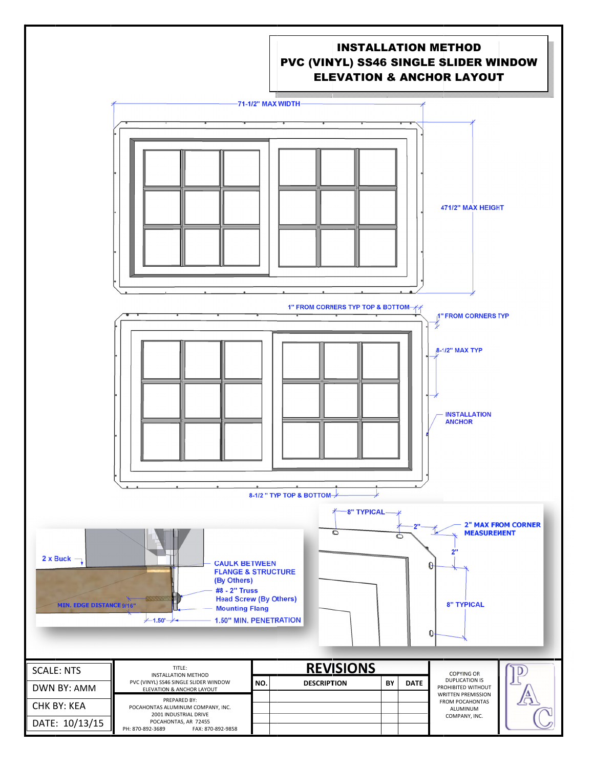# INSTALLATION METHOD
# PVC (VINYL) SS46 SINGLE SLIDER WINDOW
# ELEVATION & ANCHOR LAYOUT

71-1/2" MAX WIDTH

471/2" MAX HEIGHT

1" FROM CORNERS TYP TOP & BOTTOM

1" FROM CORNERS TYP

8-1/2" MAX TYP

INSTALLATION ANCHOR

8-1/2 " TYP TOP & BOTTOM

8" TYPICAL

2"

2" MAX FROM CORNER MEASUREMENT

2"

8" TYPICAL

2 x Buck

CAULK BETWEEN FLANGE & STRUCTURE (By Others)

#8 - 2" Truss Head Screw (By Others)

Mounting Flang

MIN. EDGE DISTANCE 9/16"

1.50"

1.50" MIN. PENETRATION

| | | | | | | |
|---|---|---|---|---|---|---|
| SCALE: NTS | TITLE: INSTALLATION METHOD PVC (VINYL) SS46 SINGLE SLIDER WINDOW ELEVATION & ANCHOR LAYOUT | **REVISIONS** | | | | COPYING OR DUPLICATION IS PROHIBITED WITHOUT WRITTEN PREMISSION FROM POCAHONTAS ALUMINUM COMPANY, INC. |
| DWN BY: AMM | | NO. | DESCRIPTION | BY | DATE | |
| CHK BY: KEA | PREPARED BY: POCAHONTAS ALUMINUM COMPANY, INC. 2001 INDUSTRIAL DRIVE POCAHONTAS, AR 72455 PH: 870-892-3689 FAX: 870-892-9858 | | | | | |
| DATE: 10/13/15 | | | | | | |